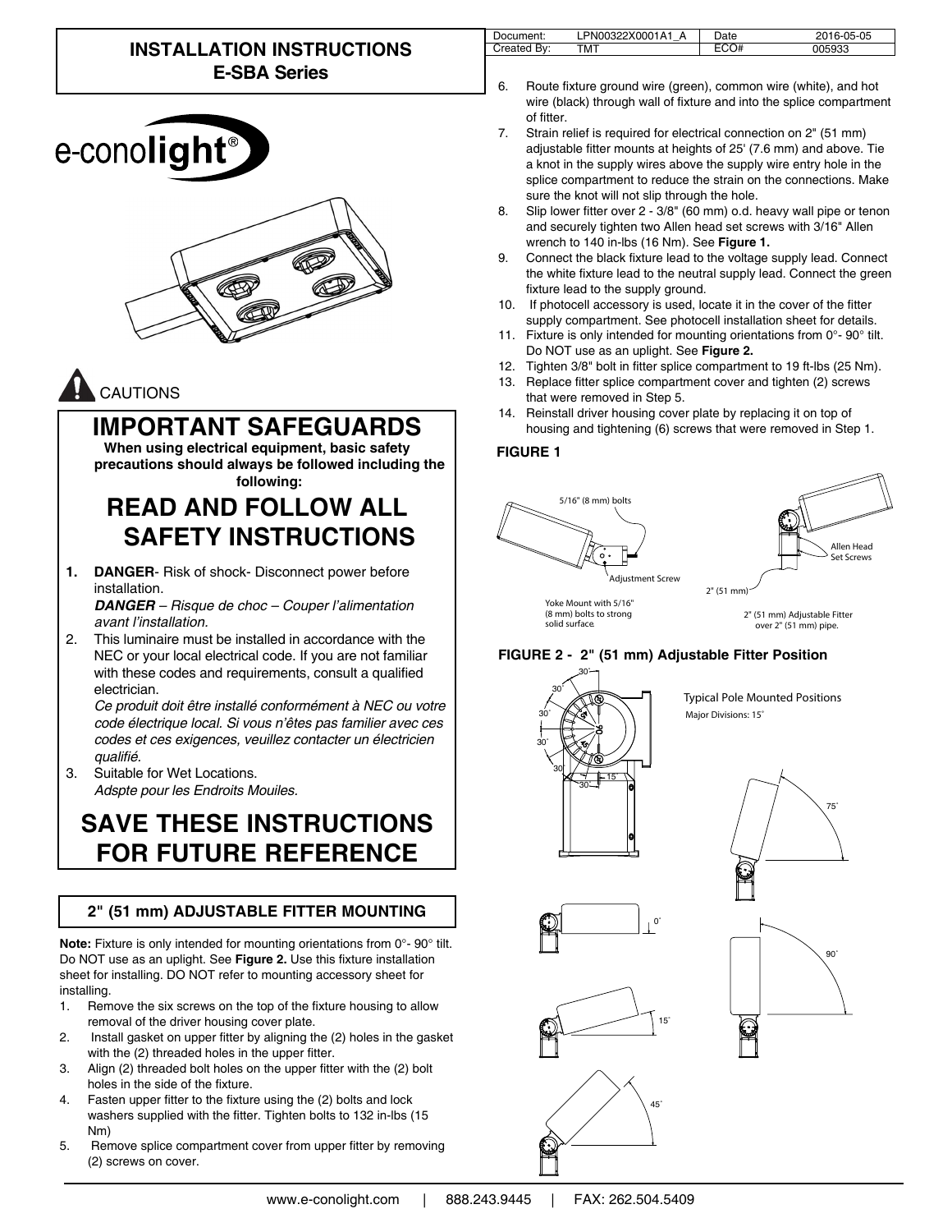# INSTALLATION INSTRUCTIONS
## E-SBA Series

| Document: | LPN00322X0001A1_A | Date | 2016-05-05 |
|---|---|---|---|
| Created By: | TMT | ECO# | 005933 |

e-conolight®

CAUTIONS

## IMPORTANT SAFEGUARDS

**When using electrical equipment, basic safety precautions should always be followed including the following:**

## READ AND FOLLOW ALL SAFETY INSTRUCTIONS

1. **DANGER**- Risk of shock- Disconnect power before installation.
   ***DANGER*** *– Risque de choc – Couper l'alimentation avant l'installation.*
2. This luminaire must be installed in accordance with the NEC or your local electrical code. If you are not familiar with these codes and requirements, consult a qualified electrician.
   *Ce produit doit être installé conformément à NEC ou votre code électrique local. Si vous n'êtes pas familier avec ces codes et ces exigences, veuillez contacter un électricien qualifié.*
3. Suitable for Wet Locations.
   *Adspte pour les Endroits Mouiles.*

## SAVE THESE INSTRUCTIONS FOR FUTURE REFERENCE

### 2" (51 mm) ADJUSTABLE FITTER MOUNTING

**Note:** Fixture is only intended for mounting orientations from 0°- 90° tilt. Do NOT use as an uplight. See **Figure 2.** Use this fixture installation sheet for installing. DO NOT refer to mounting accessory sheet for installing.

1. Remove the six screws on the top of the fixture housing to allow removal of the driver housing cover plate.
2. Install gasket on upper fitter by aligning the (2) holes in the gasket with the (2) threaded holes in the upper fitter.
3. Align (2) threaded bolt holes on the upper fitter with the (2) bolt holes in the side of the fixture.
4. Fasten upper fitter to the fixture using the (2) bolts and lock washers supplied with the fitter. Tighten bolts to 132 in-lbs (15 Nm)
5. Remove splice compartment cover from upper fitter by removing (2) screws on cover.
6. Route fixture ground wire (green), common wire (white), and hot wire (black) through wall of fixture and into the splice compartment of fitter.
7. Strain relief is required for electrical connection on 2" (51 mm) adjustable fitter mounts at heights of 25' (7.6 mm) and above. Tie a knot in the supply wires above the supply wire entry hole in the splice compartment to reduce the strain on the connections. Make sure the knot will not slip through the hole.
8. Slip lower fitter over 2 - 3/8" (60 mm) o.d. heavy wall pipe or tenon and securely tighten two Allen head set screws with 3/16" Allen wrench to 140 in-lbs (16 Nm). See **Figure 1.**
9. Connect the black fixture lead to the voltage supply lead. Connect the white fixture lead to the neutral supply lead. Connect the green fixture lead to the supply ground.
10. If photocell accessory is used, locate it in the cover of the fitter supply compartment. See photocell installation sheet for details.
11. Fixture is only intended for mounting orientations from 0°- 90° tilt. Do NOT use as an uplight. See **Figure 2.**
12. Tighten 3/8" bolt in fitter splice compartment to 19 ft-lbs (25 Nm).
13. Replace fitter splice compartment cover and tighten (2) screws that were removed in Step 5.
14. Reinstall driver housing cover plate by replacing it on top of housing and tightening (6) screws that were removed in Step 1.

**FIGURE 1**

5/16" (8 mm) bolts

Adjustment Screw

Yoke Mount with 5/16" (8 mm) bolts to strong solid surface.

Allen Head Set Screws

2" (51 mm)

2" (51 mm) Adjustable Fitter over 2" (51 mm) pipe.

**FIGURE 2 - 2" (51 mm) Adjustable Fitter Position**

Typical Pole Mounted Positions

Major Divisions: 15°

0° 15° 45° 75° 90°

www.e-conolight.com | 888.243.9445 | FAX: 262.504.5409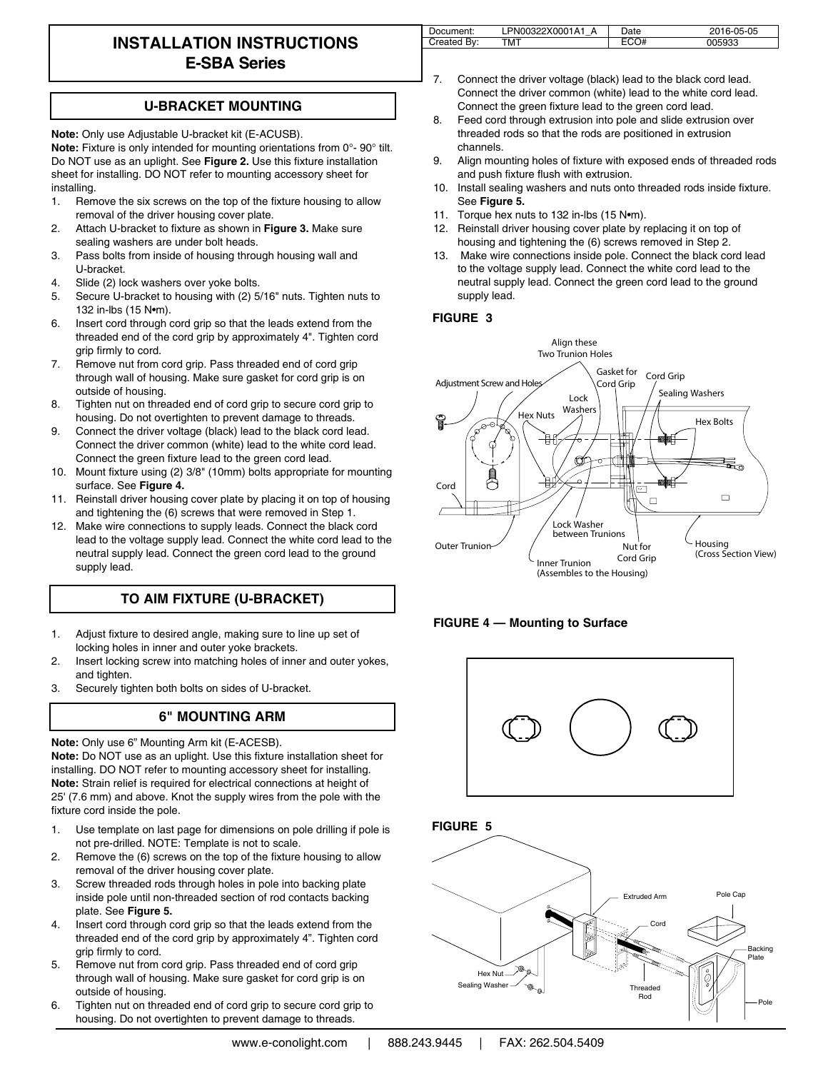# INSTALLATION INSTRUCTIONS
## E-SBA Series

| Document: | LPN00322X0001A1_A | Date | 2016-05-05 |
|---|---|---|---|
| Created By: | TMT | ECO# | 005933 |

## U-BRACKET MOUNTING

**Note:** Only use Adjustable U-bracket kit (E-ACUSB).

**Note:** Fixture is only intended for mounting orientations from 0°- 90° tilt. Do NOT use as an uplight. See **Figure 2.** Use this fixture installation sheet for installing. DO NOT refer to mounting accessory sheet for installing.

1. Remove the six screws on the top of the fixture housing to allow removal of the driver housing cover plate.
2. Attach U-bracket to fixture as shown in **Figure 3.** Make sure sealing washers are under bolt heads.
3. Pass bolts from inside of housing through housing wall and U-bracket.
4. Slide (2) lock washers over yoke bolts.
5. Secure U-bracket to housing with (2) 5/16" nuts. Tighten nuts to 132 in-lbs (15 N•m).
6. Insert cord through cord grip so that the leads extend from the threaded end of the cord grip by approximately 4". Tighten cord grip firmly to cord.
7. Remove nut from cord grip. Pass threaded end of cord grip through wall of housing. Make sure gasket for cord grip is on outside of housing.
8. Tighten nut on threaded end of cord grip to secure cord grip to housing. Do not overtighten to prevent damage to threads.
9. Connect the driver voltage (black) lead to the black cord lead. Connect the driver common (white) lead to the white cord lead. Connect the green fixture lead to the green cord lead.
10. Mount fixture using (2) 3/8" (10mm) bolts appropriate for mounting surface. See **Figure 4.**
11. Reinstall driver housing cover plate by placing it on top of housing and tightening the (6) screws that were removed in Step 1.
12. Make wire connections to supply leads. Connect the black cord lead to the voltage supply lead. Connect the white cord lead to the neutral supply lead. Connect the green cord lead to the ground supply lead.

## TO AIM FIXTURE (U-BRACKET)

1. Adjust fixture to desired angle, making sure to line up set of locking holes in inner and outer yoke brackets.
2. Insert locking screw into matching holes of inner and outer yokes, and tighten.
3. Securely tighten both bolts on sides of U-bracket.

## 6" MOUNTING ARM

**Note:** Only use 6" Mounting Arm kit (E-ACESB).

**Note:** Do NOT use as an uplight. Use this fixture installation sheet for installing. DO NOT refer to mounting accessory sheet for installing.

**Note:** Strain relief is required for electrical connections at height of 25' (7.6 mm) and above. Knot the supply wires from the pole with the fixture cord inside the pole.

1. Use template on last page for dimensions on pole drilling if pole is not pre-drilled. NOTE: Template is not to scale.
2. Remove the (6) screws on the top of the fixture housing to allow removal of the driver housing cover plate.
3. Screw threaded rods through holes in pole into backing plate inside pole until non-threaded section of rod contacts backing plate. See **Figure 5.**
4. Insert cord through cord grip so that the leads extend from the threaded end of the cord grip by approximately 4". Tighten cord grip firmly to cord.
5. Remove nut from cord grip. Pass threaded end of cord grip through wall of housing. Make sure gasket for cord grip is on outside of housing.
6. Tighten nut on threaded end of cord grip to secure cord grip to housing. Do not overtighten to prevent damage to threads.
7. Connect the driver voltage (black) lead to the black cord lead. Connect the driver common (white) lead to the white cord lead. Connect the green fixture lead to the green cord lead.
8. Feed cord through extrusion into pole and slide extrusion over threaded rods so that the rods are positioned in extrusion channels.
9. Align mounting holes of fixture with exposed ends of threaded rods and push fixture flush with extrusion.
10. Install sealing washers and nuts onto threaded rods inside fixture. See **Figure 5.**
11. Torque hex nuts to 132 in-lbs (15 N•m).
12. Reinstall driver housing cover plate by replacing it on top of housing and tightening the (6) screws removed in Step 2.
13. Make wire connections inside pole. Connect the black cord lead to the voltage supply lead. Connect the white cord lead to the neutral supply lead. Connect the green cord lead to the ground supply lead.

**FIGURE 3**

Align these Two Trunion Holes; Adjustment Screw and Holes; Gasket for Cord Grip; Cord Grip; Sealing Washers; Lock Washers; Hex Nuts; Hex Bolts; Cord; Lock Washer between Trunions; Outer Trunion; Nut for Cord Grip; Housing (Cross Section View); Inner Trunion (Assembles to the Housing)

**FIGURE 4 — Mounting to Surface**

**FIGURE 5**

Extruded Arm; Pole Cap; Cord; Backing Plate; Hex Nut; Sealing Washer; Threaded Rod; Pole

www.e-conolight.com | 888.243.9445 | FAX: 262.504.5409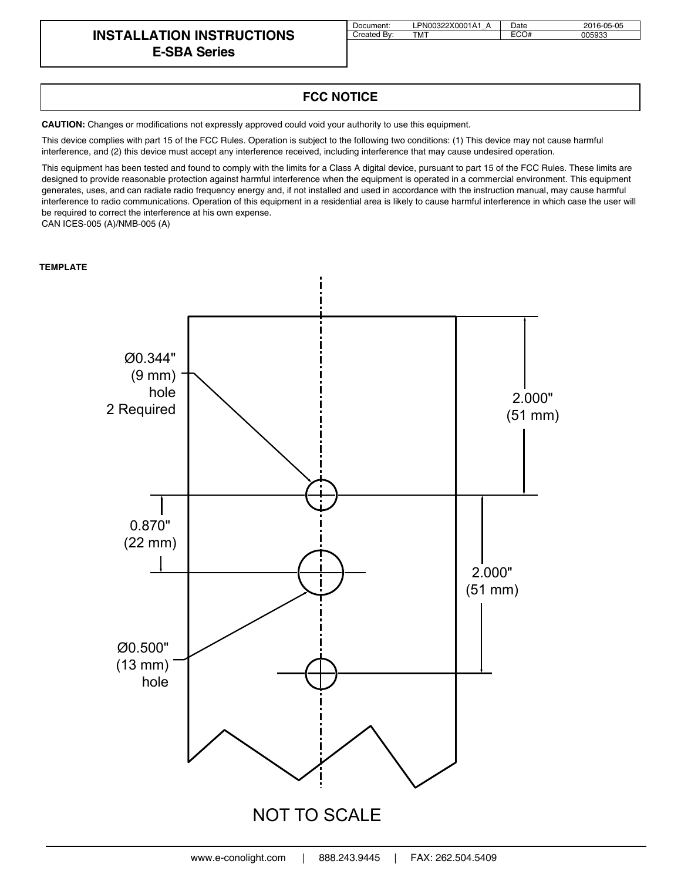# INSTALLATION INSTRUCTIONS
## E-SBA Series

| Document: | LPN00322X0001A1_A | Date | 2016-05-05 |
|---|---|---|---|
| Created By: | TMT | ECO# | 005933 |

## FCC NOTICE

**CAUTION:** Changes or modifications not expressly approved could void your authority to use this equipment.

This device complies with part 15 of the FCC Rules. Operation is subject to the following two conditions: (1) This device may not cause harmful interference, and (2) this device must accept any interference received, including interference that may cause undesired operation.

This equipment has been tested and found to comply with the limits for a Class A digital device, pursuant to part 15 of the FCC Rules. These limits are designed to provide reasonable protection against harmful interference when the equipment is operated in a commercial environment. This equipment generates, uses, and can radiate radio frequency energy and, if not installed and used in accordance with the instruction manual, may cause harmful interference to radio communications. Operation of this equipment in a residential area is likely to cause harmful interference in which case the user will be required to correct the interference at his own expense.
CAN ICES-005 (A)/NMB-005 (A)

**TEMPLATE**

Ø0.344" (9 mm) hole 2 Required

2.000" (51 mm)

0.870" (22 mm)

2.000" (51 mm)

Ø0.500" (13 mm) hole

NOT TO SCALE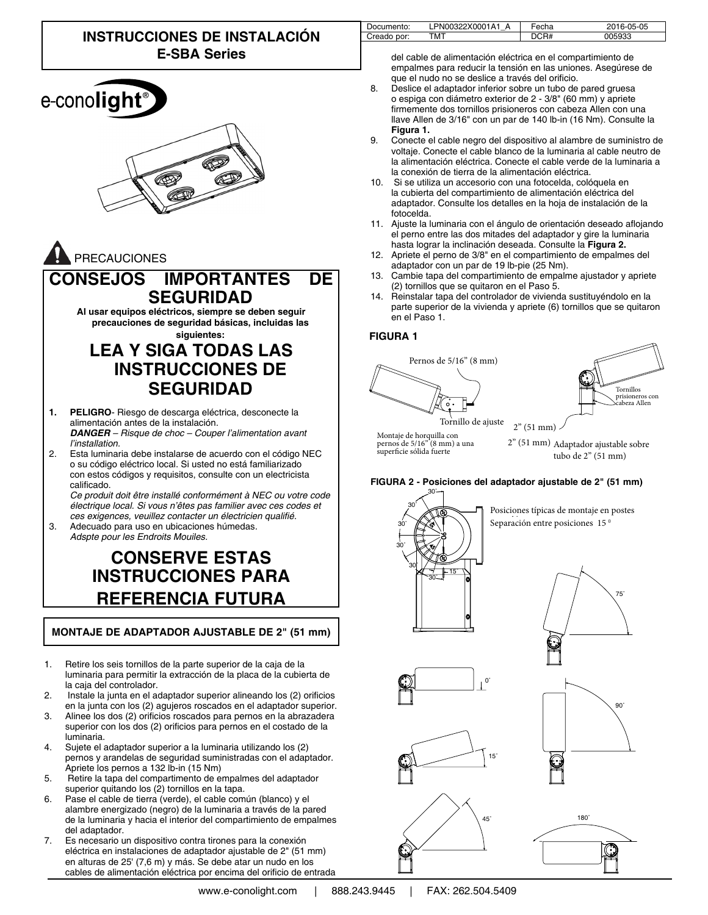# INSTRUCCIONES DE INSTALACIÓN
## E-SBA Series

| Documento: | LPN00322X0001A1_A | Fecha | 2016-05-05 |
|---|---|---|---|
| Creado por: | TMT | DCR# | 005933 |

e-conolight®

PRECAUCIONES

## CONSEJOS IMPORTANTES DE SEGURIDAD

**Al usar equipos eléctricos, siempre se deben seguir precauciones de seguridad básicas, incluidas las siguientes:**

## LEA Y SIGA TODAS LAS INSTRUCCIONES DE SEGURIDAD

1. **PELIGRO**- Riesgo de descarga eléctrica, desconecte la alimentación antes de la instalación.
   ***DANGER*** *– Risque de choc – Couper l'alimentation avant l'installation.*
2. Esta luminaria debe instalarse de acuerdo con el código NEC o su código eléctrico local. Si usted no está familiarizado con estos códigos y requisitos, consulte con un electricista calificado.
   *Ce produit doit être installé conformément à NEC ou votre code électrique local. Si vous n'êtes pas familier avec ces codes et ces exigences, veuillez contacter un électricien qualifié.*
3. Adecuado para uso en ubicaciones húmedas.
   *Adspte pour les Endroits Mouiles.*

## CONSERVE ESTAS INSTRUCCIONES PARA REFERENCIA FUTURA

### MONTAJE DE ADAPTADOR AJUSTABLE DE 2" (51 mm)

1. Retire los seis tornillos de la parte superior de la caja de la luminaria para permitir la extracción de la placa de la cubierta de la caja del controlador.
2. Instale la junta en el adaptador superior alineando los (2) orificios en la junta con los (2) agujeros roscados en el adaptador superior.
3. Alinee los dos (2) orificios roscados para pernos en la abrazadera superior con los dos (2) orificios para pernos en el costado de la luminaria.
4. Sujete el adaptador superior a la luminaria utilizando los (2) pernos y arandelas de seguridad suministradas con el adaptador. Apriete los pernos a 132 lb-in (15 Nm)
5. Retire la tapa del compartimento de empalmes del adaptador superior quitando los (2) tornillos en la tapa.
6. Pase el cable de tierra (verde), el cable común (blanco) y el alambre energizado (negro) de la luminaria a través de la pared de la luminaria y hacia el interior del compartimento de empalmes del adaptador.
7. Es necesario un dispositivo contra tirones para la conexión eléctrica en instalaciones de adaptador ajustable de 2" (51 mm) en alturas de 25' (7,6 m) y más. Se debe atar un nudo en los cables de alimentación eléctrica por encima del orificio de entrada del cable de alimentación eléctrica en el compartimento de empalmes para reducir la tensión en las uniones. Asegúrese de que el nudo no se deslice a través del orificio.
8. Deslice el adaptador inferior sobre un tubo de pared gruesa o espiga con diámetro exterior de 2 - 3/8" (60 mm) y apriete firmemente dos tornillos prisioneros con cabeza Allen con una llave Allen de 3/16" con un par de 140 lb-in (16 Nm). Consulte la **Figura 1.**
9. Conecte el cable negro del dispositivo al alambre de suministro de voltaje. Conecte el cable blanco de la luminaria al cable neutro de la alimentación eléctrica. Conecte el cable verde de la luminaria a la conexión de tierra de la alimentación eléctrica.
10. Si se utiliza un accesorio con una fotocelda, colóquela en la cubierta del compartimiento de alimentación eléctrica del adaptador. Consulte los detalles en la hoja de instalación de la fotocelda.
11. Ajuste la luminaria con el ángulo de orientación deseado aflojando el perno entre las dos mitades del adaptador y gire la luminaria hasta lograr la inclinación deseada. Consulte la **Figura 2.**
12. Apriete el perno de 3/8" en el compartimiento de empalmes del adaptador con un par de 19 lb-pie (25 Nm).
13. Cambie tapa del compartimento de empalme ajustador y apriete (2) tornillos que se quitaron en el Paso 5.
14. Reinstalar tapa del controlador de vivienda sustituyéndolo en la parte superior de la vivienda y apriete (6) tornillos que se quitaron en el Paso 1.

**FIGURA 1**

Pernos de 5/16" (8 mm)

Tornillo de ajuste

Montaje de horquilla con pernos de 5/16" (8 mm) a una superficie sólida fuerte

Tornillos prisioneros con cabeza Allen

2" (51 mm)

2" (51 mm) Adaptador ajustable sobre tubo de 2" (51 mm)

**FIGURA 2 - Posiciones del adaptador ajustable de 2" (51 mm)**

Posiciones típicas de montaje en postes

Separación entre posiciones 15°

30° 30° 30° 30° 30° 30° 15°

75° 0° 90° 15° 45° 180°

www.e-conolight.com | 888.243.9445 | FAX: 262.504.5409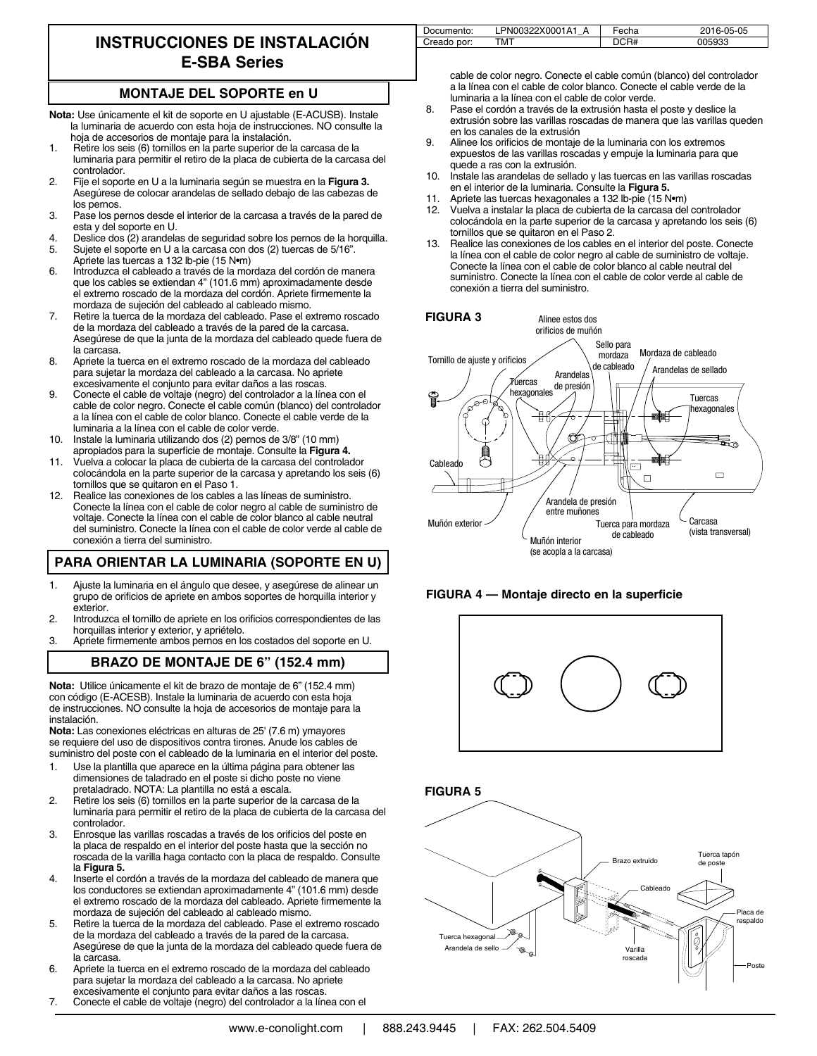# INSTRUCCIONES DE INSTALACIÓN
## E-SBA Series

| Documento: | LPN00322X0001A1_A | Fecha | 2016-05-05 |
|---|---|---|---|
| Creado por: | TMT | DCR# | 005933 |

### MONTAJE DEL SOPORTE en U

**Nota:** Use únicamente el kit de soporte en U ajustable (E-ACUSB). Instale la luminaria de acuerdo con esta hoja de instrucciones. NO consulte la hoja de accesorios de montaje para la instalación.

1. Retire los seis (6) tornillos en la parte superior de la carcasa de la luminaria para permitir el retiro de la placa de cubierta de la carcasa del controlador.
2. Fije el soporte en U a la luminaria según se muestra en la **Figura 3.** Asegúrese de colocar arandelas de sellado debajo de las cabezas de los pernos.
3. Pase los pernos desde el interior de la carcasa a través de la pared de esta y del soporte en U.
4. Deslice dos (2) arandelas de seguridad sobre los pernos de la horquilla.
5. Sujete el soporte en U a la carcasa con dos (2) tuercas de 5/16". Apriete las tuercas a 132 lb-pie (15 N•m)
6. Introduzca el cableado a través de la mordaza del cordón de manera que los cables se extiendan 4" (101.6 mm) aproximadamente desde el extremo roscado de la mordaza del cordón. Apriete firmemente la mordaza de sujeción del cableado al cableado mismo.
7. Retire la tuerca de la mordaza del cableado. Pase el extremo roscado de la mordaza del cableado a través de la pared de la carcasa. Asegúrese de que la junta de la mordaza del cableado quede fuera de la carcasa.
8. Apriete la tuerca en el extremo roscado de la mordaza del cableado para sujetar la mordaza del cableado a la carcasa. No apriete excesivamente el conjunto para evitar daños a las roscas.
9. Conecte el cable de voltaje (negro) del controlador a la línea con el cable de color negro. Conecte el cable común (blanco) del controlador a la línea con el cable de color blanco. Conecte el cable verde de la luminaria a la línea con el cable de color verde.
10. Instale la luminaria utilizando dos (2) pernos de 3/8" (10 mm) apropiados para la superficie de montaje. Consulte la **Figura 4.**
11. Vuelva a colocar la placa de cubierta de la carcasa del controlador colocándola en la parte superior de la carcasa y apretando los seis (6) tornillos que se quitaron en el Paso 1.
12. Realice las conexiones de los cables a las líneas de suministro. Conecte la línea con el cable de color negro al cable de suministro de voltaje. Conecte la línea con el cable de color blanco al cable neutral del suministro. Conecte la línea con el cable de color verde al cable de conexión a tierra del suministro.

### PARA ORIENTAR LA LUMINARIA (SOPORTE EN U)

1. Ajuste la luminaria en el ángulo que desee, y asegúrese de alinear un grupo de orificios de apriete en ambos soportes de horquilla interior y exterior.
2. Introduzca el tornillo de apriete en los orificios correspondientes de las horquillas interior y exterior, y apriételo.
3. Apriete firmemente ambos pernos en los costados del soporte en U.

### BRAZO DE MONTAJE DE 6" (152.4 mm)

**Nota:** Utilice únicamente el kit de brazo de montaje de 6" (152.4 mm) con código (E-ACESB). Instale la luminaria de acuerdo con esta hoja de instrucciones. NO consulte la hoja de accesorios de montaje para la instalación.

**Nota:** Las conexiones eléctricas en alturas de 25' (7.6 m) ymayores se requiere del uso de dispositivos contra tirones. Anude los cables de suministro del poste con el cableado de la luminaria en el interior del poste.

1. Use la plantilla que aparece en la última página para obtener las dimensiones de taladrado en el poste si dicho poste no viene pretaladrado. NOTA: La plantilla no está a escala.
2. Retire los seis (6) tornillos en la parte superior de la carcasa de la luminaria para permitir el retiro de la placa de cubierta de la carcasa del controlador.
3. Enrosque las varillas roscadas a través de los orificios del poste en la placa de respaldo en el interior del poste hasta que la sección no roscada de la varilla haga contacto con la placa de respaldo. Consulte la **Figura 5.**
4. Inserte el cordón a través de la mordaza del cableado de manera que los conductores se extiendan aproximadamente 4" (101.6 mm) desde el extremo roscado de la mordaza del cableado. Apriete firmemente la mordaza de sujeción del cableado al cableado mismo.
5. Retire la tuerca de la mordaza del cableado. Pase el extremo roscado de la mordaza del cableado a través de la pared de la carcasa. Asegúrese de que la junta de la mordaza del cableado quede fuera de la carcasa.
6. Apriete la tuerca en el extremo roscado de la mordaza del cableado para sujetar la mordaza del cableado a la carcasa. No apriete excesivamente el conjunto para evitar daños a las roscas.
7. Conecte el cable de voltaje (negro) del controlador a la línea con el cable de color negro. Conecte el cable común (blanco) del controlador a la línea con el cable de color blanco. Conecte el cable verde de la luminaria a la línea con el cable de color verde.
8. Pase el cordón a través de la extrusión hasta el poste y deslice la extrusión sobre las varillas roscadas de manera que las varillas queden en los canales de la extrusión
9. Alinee los orificios de montaje de la luminaria con los extremos expuestos de las varillas roscadas y empuje la luminaria para que quede a ras con la extrusión.
10. Instale las arandelas de sellado y las tuercas en las varillas roscadas en el interior de la luminaria. Consulte la **Figura 5.**
11. Apriete las tuercas hexagonales a 132 lb-pie (15 N•m)
12. Vuelva a instalar la placa de cubierta de la carcasa del controlador colocándola en la parte superior de la carcasa y apretando los seis (6) tornillos que se quitaron en el Paso 2.
13. Realice las conexiones de los cables en el interior del poste. Conecte la línea con el cable de color negro al cable de suministro de voltaje. Conecte la línea con el cable de color blanco al cable neutral del suministro. Conecte la línea con el cable de color verde al cable de conexión a tierra del suministro.

**FIGURA 3**

Alinee estos dos orificios de muñón · Sello para mordaza de cableado · Mordaza de cableado · Arandelas de sellado · Tornillo de ajuste y orificios · Arandelas de presión · Tuercas hexagonales · Tuercas hexagonales · Cableado · Arandela de presión entre muñones · Muñón exterior · Tuerca para mordaza de cableado · Carcasa (vista transversal) · Muñón interior (se acopla a la carcasa)

**FIGURA 4 — Montaje directo en la superficie**

**FIGURA 5**

Brazo extruido · Tuerca tapón de poste · Cableado · Placa de respaldo · Tuerca hexagonal · Arandela de sello · Varilla roscada · Poste

www.e-conolight.com | 888.243.9445 | FAX: 262.504.5409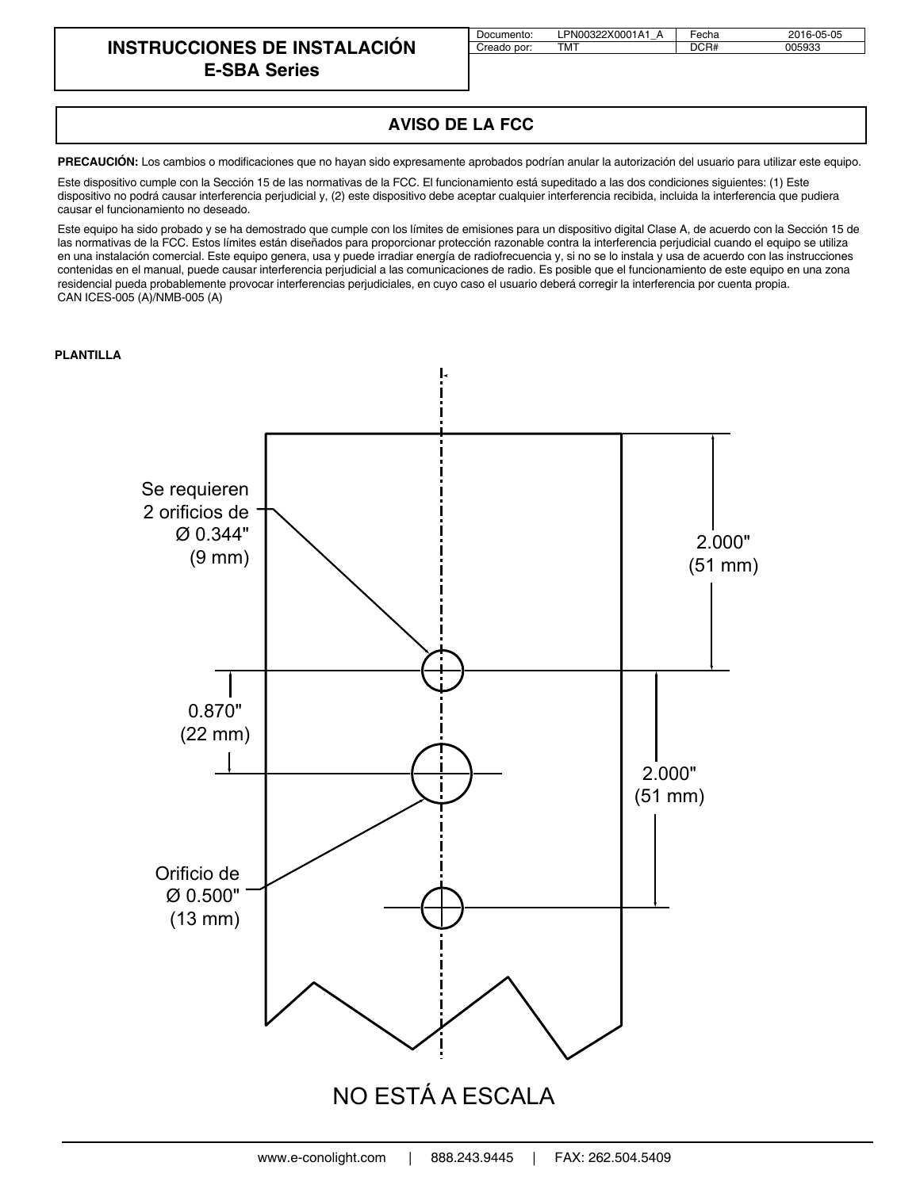# INSTRUCCIONES DE INSTALACIÓN
## E-SBA Series

| Documento: | LPN00322X0001A1_A | Fecha | 2016-05-05 |
| --- | --- | --- | --- |
| Creado por: | TMT | DCR# | 005933 |

## AVISO DE LA FCC

**PRECAUCIÓN:** Los cambios o modificaciones que no hayan sido expresamente aprobados podrían anular la autorización del usuario para utilizar este equipo.

Este dispositivo cumple con la Sección 15 de las normativas de la FCC. El funcionamiento está supeditado a las dos condiciones siguientes: (1) Este dispositivo no podrá causar interferencia perjudicial y, (2) este dispositivo debe aceptar cualquier interferencia recibida, incluida la interferencia que pudiera causar el funcionamiento no deseado.

Este equipo ha sido probado y se ha demostrado que cumple con los límites de emisiones para un dispositivo digital Clase A, de acuerdo con la Sección 15 de las normativas de la FCC. Estos límites están diseñados para proporcionar protección razonable contra la interferencia perjudicial cuando el equipo se utiliza en una instalación comercial. Este equipo genera, usa y puede irradiar energía de radiofrecuencia y, si no se lo instala y usa de acuerdo con las instrucciones contenidas en el manual, puede causar interferencia perjudicial a las comunicaciones de radio. Es posible que el funcionamiento de este equipo en una zona residencial pueda probablemente provocar interferencias perjudiciales, en cuyo caso el usuario deberá corregir la interferencia por cuenta propia.
CAN ICES-005 (A)/NMB-005 (A)

**PLANTILLA**

Se requieren 2 orificios de Ø 0.344" (9 mm)

2.000" (51 mm)

0.870" (22 mm)

2.000" (51 mm)

Orificio de Ø 0.500" (13 mm)

NO ESTÁ A ESCALA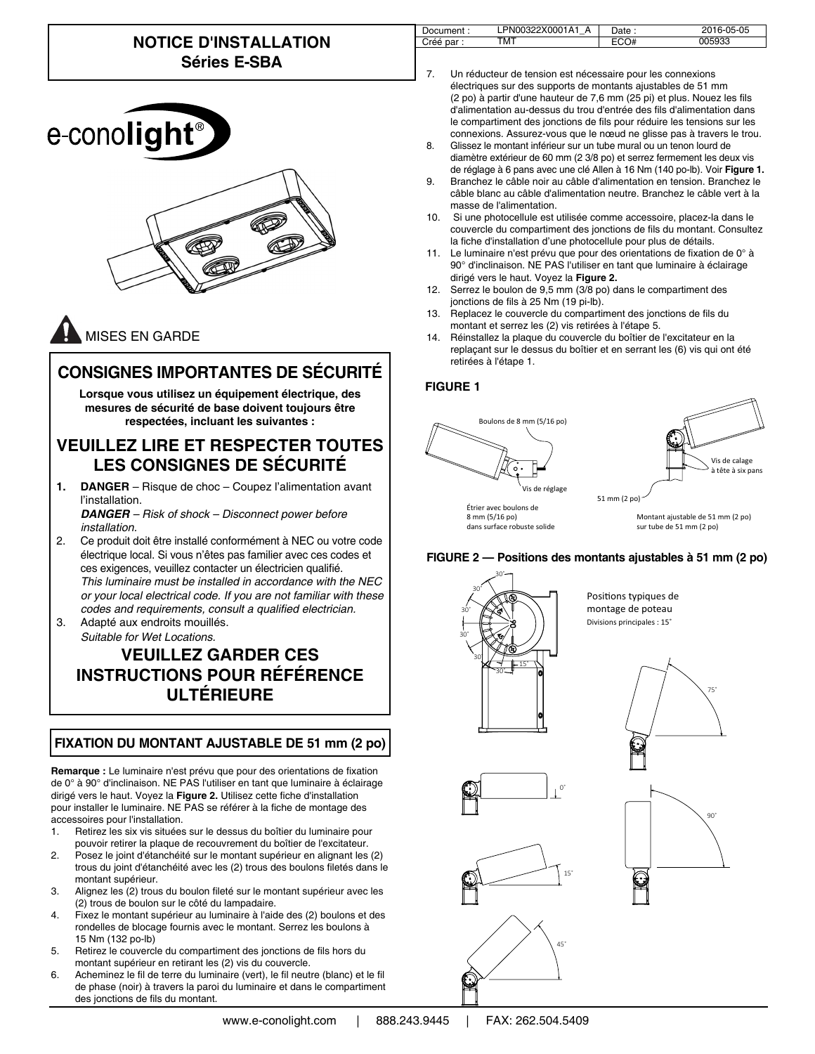# NOTICE D'INSTALLATION
## Séries E-SBA

| Document : | LPN00322X0001A1_A | Date : | 2016-05-05 |
|---|---|---|---|
| Créé par : | TMT | ECO# | 005933 |

e-conolight®

MISES EN GARDE

## CONSIGNES IMPORTANTES DE SÉCURITÉ

**Lorsque vous utilisez un équipement électrique, des mesures de sécurité de base doivent toujours être respectées, incluant les suivantes :**

## VEUILLEZ LIRE ET RESPECTER TOUTES LES CONSIGNES DE SÉCURITÉ

1. **DANGER** – Risque de choc – Coupez l'alimentation avant l'installation.
   ***DANGER** – Risk of shock – Disconnect power before installation.*
2. Ce produit doit être installé conformément à NEC ou votre code électrique local. Si vous n'êtes pas familier avec ces codes et ces exigences, veuillez contacter un électricien qualifié.
   *This luminaire must be installed in accordance with the NEC or your local electrical code. If you are not familiar with these codes and requirements, consult a qualified electrician.*
3. Adapté aux endroits mouillés.
   *Suitable for Wet Locations.*

## VEUILLEZ GARDER CES INSTRUCTIONS POUR RÉFÉRENCE ULTÉRIEURE

## FIXATION DU MONTANT AJUSTABLE DE 51 mm (2 po)

**Remarque :** Le luminaire n'est prévu que pour des orientations de fixation de 0° à 90° d'inclinaison. NE PAS l'utiliser en tant que luminaire à éclairage dirigé vers le haut. Voyez la **Figure 2.** Utilisez cette fiche d'installation pour installer le luminaire. NE PAS se référer à la fiche de montage des accessoires pour l'installation.

1. Retirez les six vis situées sur le dessus du boîtier du luminaire pour pouvoir retirer la plaque de recouvrement du boîtier de l'excitateur.
2. Posez le joint d'étanchéité sur le montant supérieur en alignant les (2) trous du joint d'étanchéité avec les (2) trous des boulons filetés dans le montant supérieur.
3. Alignez les (2) trous du boulon fileté sur le montant supérieur avec les (2) trous de boulon sur le côté du lampadaire.
4. Fixez le montant supérieur au luminaire à l'aide des (2) boulons et des rondelles de blocage fournis avec le montant. Serrez les boulons à 15 Nm (132 po-lb)
5. Retirez le couvercle du compartiment des jonctions de fils hors du montant supérieur en retirant les (2) vis du couvercle.
6. Acheminez le fil de terre du luminaire (vert), le fil neutre (blanc) et le fil de phase (noir) à travers la paroi du luminaire et dans le compartiment des jonctions de fils du montant.
7. Un réducteur de tension est nécessaire pour les connexions électriques sur des supports de montants ajustables de 51 mm (2 po) à partir d'une hauteur de 7,6 mm (25 pi) et plus. Nouez les fils d'alimentation au-dessus du trou d'entrée des fils d'alimentation dans le compartiment des jonctions de fils pour réduire les tensions sur les connexions. Assurez-vous que le nœud ne glisse pas à travers le trou.
8. Glissez le montant inférieur sur un tube mural ou un tenon lourd de diamètre extérieur de 60 mm (2 3/8 po) et serrez fermement les deux vis de réglage à 6 pans avec une clé Allen à 16 Nm (140 po-lb). Voir **Figure 1.**
9. Branchez le câble noir au câble d'alimentation en tension. Branchez le câble blanc au câble d'alimentation neutre. Branchez le câble vert à la masse de l'alimentation.
10. Si une photocellule est utilisée comme accessoire, placez-la dans le couvercle du compartiment des jonctions de fils du montant. Consultez la fiche d'installation d'une photocellule pour plus de détails.
11. Le luminaire n'est prévu que pour des orientations de fixation de 0° à 90° d'inclinaison. NE PAS l'utiliser en tant que luminaire à éclairage dirigé vers le haut. Voyez la **Figure 2.**
12. Serrez le boulon de 9,5 mm (3/8 po) dans le compartiment des jonctions de fils à 25 Nm (19 pi-lb).
13. Replacez le couvercle du compartiment des jonctions de fils du montant et serrez les (2) vis retirées à l'étape 5.
14. Réinstallez la plaque du couvercle du boîtier de l'excitateur en la replaçant sur le dessus du boîtier et en serrant les (6) vis qui ont été retirées à l'étape 1.

**FIGURE 1**

Boulons de 8 mm (5/16 po)

Vis de réglage

Étrier avec boulons de 8 mm (5/16 po) dans surface robuste solide

51 mm (2 po)

Vis de calage à tête à six pans

Montant ajustable de 51 mm (2 po) sur tube de 51 mm (2 po)

**FIGURE 2 — Positions des montants ajustables à 51 mm (2 po)**

Positions typiques de montage de poteau

Divisions principales : 15°

30° 30° 30° 30° 30° 30° 15° 0° 15° 45° 75° 90°

www.e-conolight.com | 888.243.9445 | FAX: 262.504.5409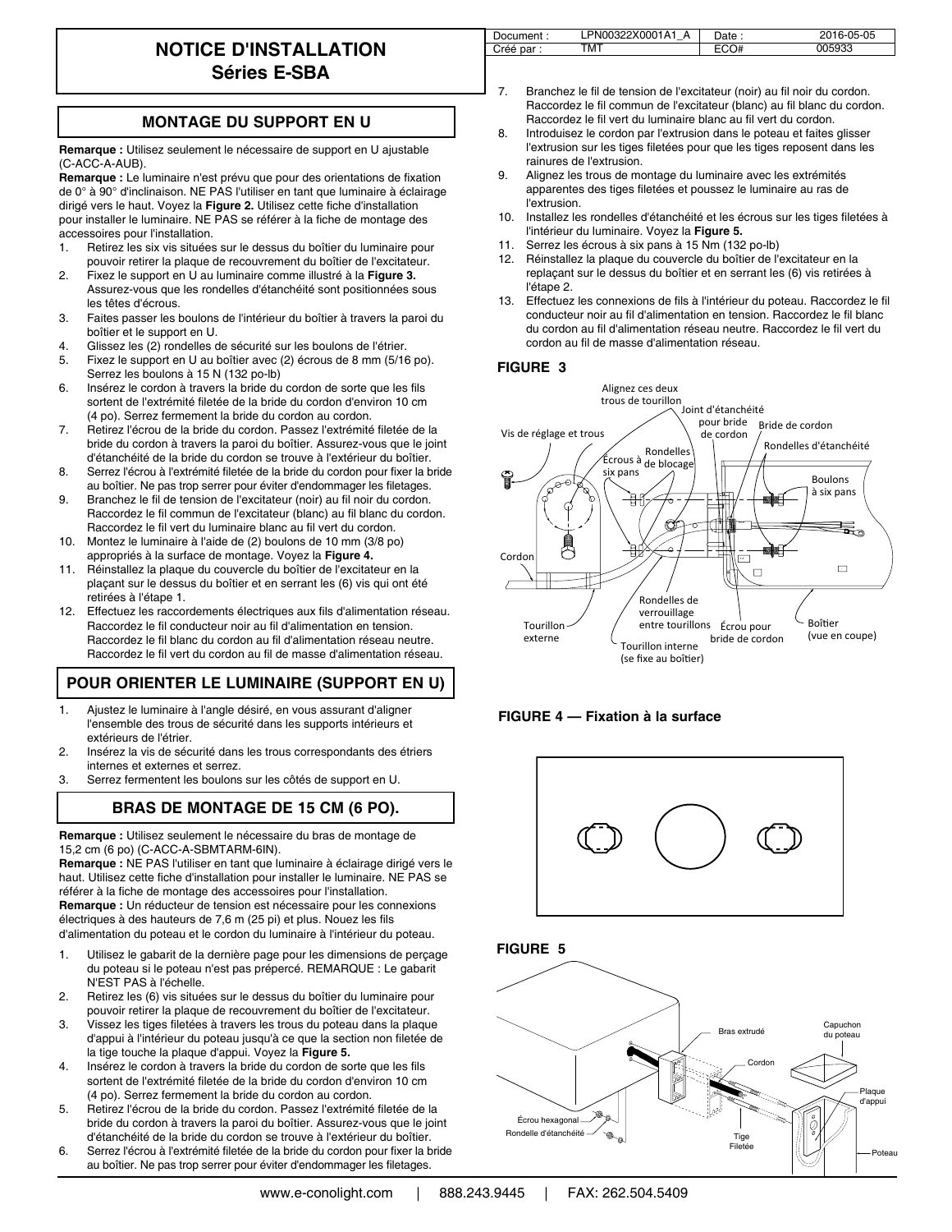# NOTICE D'INSTALLATION
## Séries E-SBA

| Document : | LPN00322X0001A1_A | Date : | 2016-05-05 |
|---|---|---|---|
| Créé par : | TMT | ECO# | 005933 |

### MONTAGE DU SUPPORT EN U

**Remarque :** Utilisez seulement le nécessaire de support en U ajustable (C-ACC-A-AUB).

**Remarque :** Le luminaire n'est prévu que pour des orientations de fixation de 0° à 90° d'inclinaison. NE PAS l'utiliser en tant que luminaire à éclairage dirigé vers le haut. Voyez la **Figure 2.** Utilisez cette fiche d'installation pour installer le luminaire. NE PAS se référer à la fiche de montage des accessoires pour l'installation.

1. Retirez les six vis situées sur le dessus du boîtier du luminaire pour pouvoir retirer la plaque de recouvrement du boîtier de l'excitateur.
2. Fixez le support en U au luminaire comme illustré à la **Figure 3.** Assurez-vous que les rondelles d'étanchéité sont positionnées sous les têtes d'écrous.
3. Faites passer les boulons de l'intérieur du boîtier à travers la paroi du boîtier et le support en U.
4. Glissez les (2) rondelles de sécurité sur les boulons de l'étrier.
5. Fixez le support en U au boîtier avec (2) écrous de 8 mm (5/16 po). Serrez les boulons à 15 N (132 po-lb)
6. Insérez le cordon à travers la bride du cordon de sorte que les fils sortent de l'extrémité filetée de la bride du cordon d'environ 10 cm (4 po). Serrez fermement la bride du cordon au cordon.
7. Retirez l'écrou de la bride du cordon. Passez l'extrémité filetée de la bride du cordon à travers la paroi du boîtier. Assurez-vous que le joint d'étanchéité de la bride du cordon se trouve à l'extérieur du boîtier.
8. Serrez l'écrou à l'extrémité filetée de la bride du cordon pour fixer la bride au boîtier. Ne pas trop serrer pour éviter d'endommager les filetages.
9. Branchez le fil de tension de l'excitateur (noir) au fil noir du cordon. Raccordez le fil commun de l'excitateur (blanc) au fil blanc du cordon. Raccordez le fil vert du luminaire blanc au fil vert du cordon.
10. Montez le luminaire à l'aide de (2) boulons de 10 mm (3/8 po) appropriés à la surface de montage. Voyez la **Figure 4.**
11. Réinstallez la plaque du couvercle du boîtier de l'excitateur en la plaçant sur le dessus du boîtier et en serrant les (6) vis qui ont été retirées à l'étape 1.
12. Effectuez les raccordements électriques aux fils d'alimentation réseau. Raccordez le fil conducteur noir au fil d'alimentation en tension. Raccordez le fil blanc du cordon au fil d'alimentation réseau neutre. Raccordez le fil vert du cordon au fil de masse d'alimentation réseau.

### POUR ORIENTER LE LUMINAIRE (SUPPORT EN U)

1. Ajustez le luminaire à l'angle désiré, en vous assurant d'aligner l'ensemble des trous de sécurité dans les supports intérieurs et extérieurs de l'étrier.
2. Insérez la vis de sécurité dans les trous correspondants des étriers internes et externes et serrez.
3. Serrez fermentent les boulons sur les côtés de support en U.

### BRAS DE MONTAGE DE 15 CM (6 PO).

**Remarque :** Utilisez seulement le nécessaire du bras de montage de 15,2 cm (6 po) (C-ACC-A-SBMTARM-6IN).

**Remarque :** NE PAS l'utiliser en tant que luminaire à éclairage dirigé vers le haut. Utilisez cette fiche d'installation pour installer le luminaire. NE PAS se référer à la fiche de montage des accessoires pour l'installation.

**Remarque :** Un réducteur de tension est nécessaire pour les connexions électriques à des hauteurs de 7,6 m (25 pi) et plus. Nouez les fils d'alimentation du poteau et le cordon du luminaire à l'intérieur du poteau.

1. Utilisez le gabarit de la dernière page pour les dimensions de perçage du poteau si le poteau n'est pas prépercé. REMARQUE : Le gabarit N'EST PAS à l'échelle.
2. Retirez les (6) vis situées sur le dessus du boîtier du luminaire pour pouvoir retirer la plaque de recouvrement du boîtier de l'excitateur.
3. Vissez les tiges filetées à travers les trous du poteau dans la plaque d'appui à l'intérieur du poteau jusqu'à ce que la section non filetée de la tige touche la plaque d'appui. Voyez la **Figure 5.**
4. Insérez le cordon à travers la bride du cordon de sorte que les fils sortent de l'extrémité filetée de la bride du cordon d'environ 10 cm (4 po). Serrez fermement la bride du cordon au cordon.
5. Retirez l'écrou de la bride du cordon. Passez l'extrémité filetée de la bride du cordon à travers la paroi du boîtier. Assurez-vous que le joint d'étanchéité de la bride du cordon se trouve à l'extérieur du boîtier.
6. Serrez l'écrou à l'extrémité filetée de la bride du cordon pour fixer la bride au boîtier. Ne pas trop serrer pour éviter d'endommager les filetages.
7. Branchez le fil de tension de l'excitateur (noir) au fil noir du cordon. Raccordez le fil commun de l'excitateur (blanc) au fil blanc du cordon. Raccordez le fil vert du luminaire blanc au fil vert du cordon.
8. Introduisez le cordon par l'extrusion dans le poteau et faites glisser l'extrusion sur les tiges filetées pour que les tiges reposent dans les rainures de l'extrusion.
9. Alignez les trous de montage du luminaire avec les extrémités apparentes des tiges filetées et poussez le luminaire au ras de l'extrusion.
10. Installez les rondelles d'étanchéité et les écrous sur les tiges filetées à l'intérieur du luminaire. Voyez la **Figure 5.**
11. Serrez les écrous à six pans à 15 Nm (132 po-lb)
12. Réinstallez la plaque du couvercle du boîtier de l'excitateur en la replaçant sur le dessus du boîtier et en serrant les (6) vis retirées à l'étape 2.
13. Effectuez les connexions de fils à l'intérieur du poteau. Raccordez le fil conducteur noir au fil d'alimentation en tension. Raccordez le fil blanc du cordon au fil d'alimentation réseau neutre. Raccordez le fil vert du cordon au fil de masse d'alimentation réseau.

**FIGURE 3**

Alignez ces deux trous de tourillon — Joint d'étanchéité pour bride de cordon — Bride de cordon — Vis de réglage et trous — Rondelles d'étanchéité — Écrous à six pans — Rondelles de blocage — Boulons à six pans — Cordon — Rondelles de verrouillage entre tourillons — Tourillon externe — Écrou pour bride de cordon — Boîtier (vue en coupe) — Tourillon interne (se fixe au boîtier)

**FIGURE 4 — Fixation à la surface**

**FIGURE 5**

Bras extrudé — Capuchon du poteau — Cordon — Plaque d'appui — Écrou hexagonal — Rondelle d'étanchéité — Tige Filetée — Poteau

www.e-conolight.com | 888.243.9445 | FAX: 262.504.5409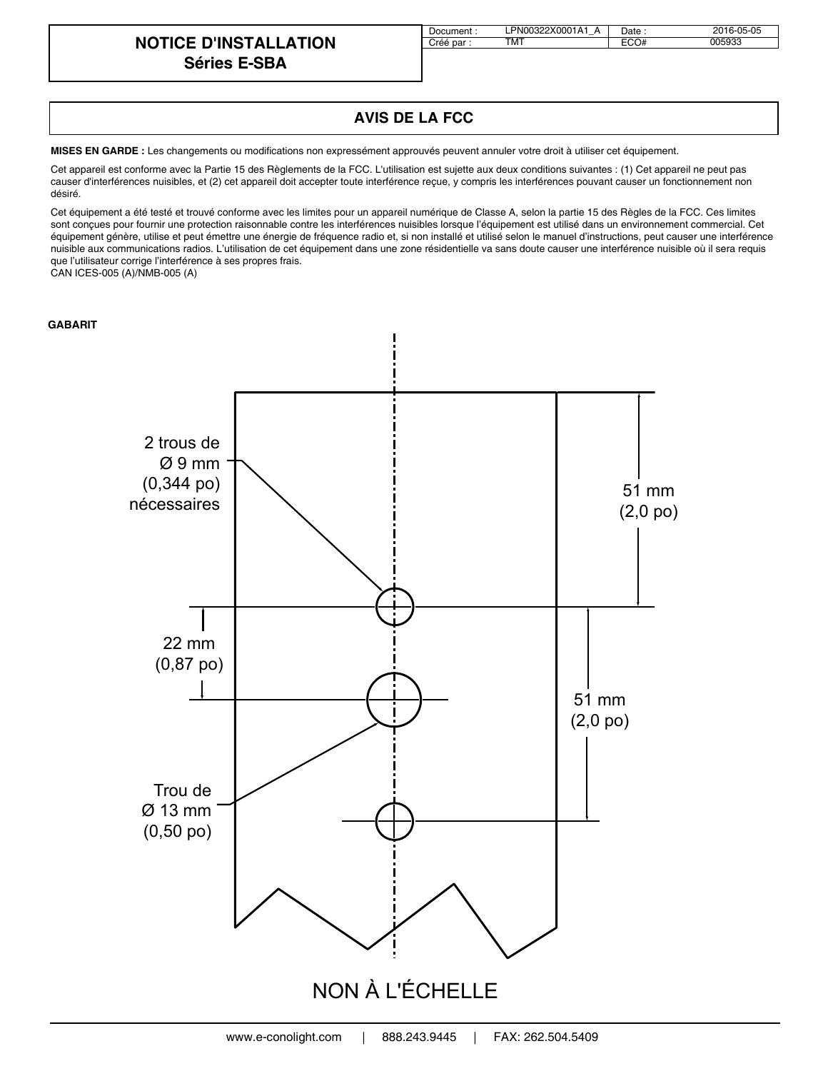# NOTICE D'INSTALLATION
## Séries E-SBA

| | | | |
|---|---|---|---|
| Document : | LPN00322X0001A1_A | Date : | 2016-05-05 |
| Créé par : | TMT | ECO# | 005933 |

## AVIS DE LA FCC

**MISES EN GARDE :** Les changements ou modifications non expressément approuvés peuvent annuler votre droit à utiliser cet équipement.

Cet appareil est conforme avec la Partie 15 des Règlements de la FCC. L'utilisation est sujette aux deux conditions suivantes : (1) Cet appareil ne peut pas causer d'interférences nuisibles, et (2) cet appareil doit accepter toute interférence reçue, y compris les interférences pouvant causer un fonctionnement non désiré.

Cet équipement a été testé et trouvé conforme avec les limites pour un appareil numérique de Classe A, selon la partie 15 des Règles de la FCC. Ces limites sont conçues pour fournir une protection raisonnable contre les interférences nuisibles lorsque l'équipement est utilisé dans un environnement commercial. Cet équipement génère, utilise et peut émettre une énergie de fréquence radio et, si non installé et utilisé selon le manuel d'instructions, peut causer une interférence nuisible aux communications radios. L'utilisation de cet équipement dans une zone résidentielle va sans doute causer une interférence nuisible où il sera requis que l'utilisateur corrige l'interférence à ses propres frais.
CAN ICES-005 (A)/NMB-005 (A)

**GABARIT**

2 trous de Ø 9 mm (0,344 po) nécessaires

51 mm (2,0 po)

22 mm (0,87 po)

51 mm (2,0 po)

Trou de Ø 13 mm (0,50 po)

NON À L'ÉCHELLE